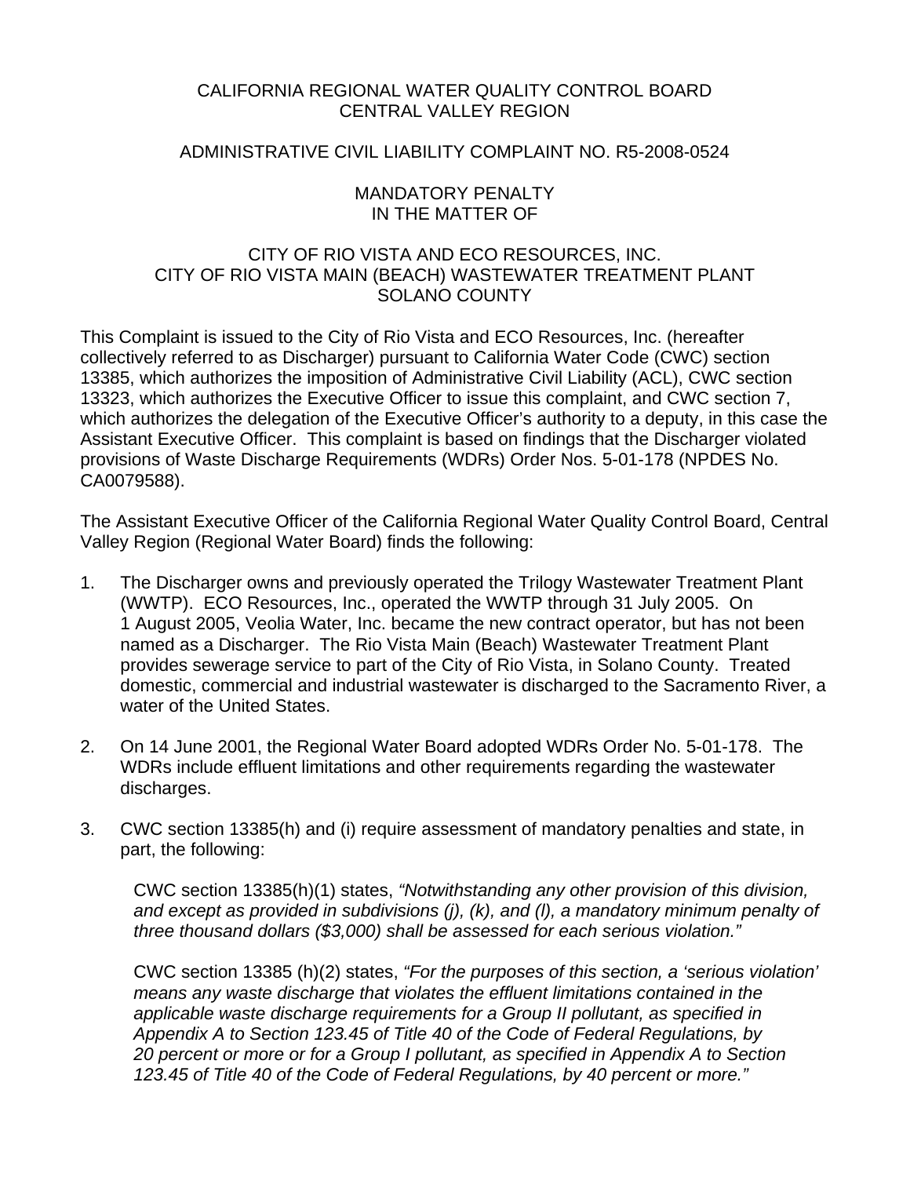CALIFORNIA REGIONAL WATER QUALITY CONTROL BOARD
CENTRAL VALLEY REGION

ADMINISTRATIVE CIVIL LIABILITY COMPLAINT NO. R5-2008-0524

MANDATORY PENALTY
IN THE MATTER OF

CITY OF RIO VISTA AND ECO RESOURCES, INC.
CITY OF RIO VISTA MAIN (BEACH) WASTEWATER TREATMENT PLANT
SOLANO COUNTY

This Complaint is issued to the City of Rio Vista and ECO Resources, Inc. (hereafter collectively referred to as Discharger) pursuant to California Water Code (CWC) section 13385, which authorizes the imposition of Administrative Civil Liability (ACL), CWC section 13323, which authorizes the Executive Officer to issue this complaint, and CWC section 7, which authorizes the delegation of the Executive Officer's authority to a deputy, in this case the Assistant Executive Officer. This complaint is based on findings that the Discharger violated provisions of Waste Discharge Requirements (WDRs) Order Nos. 5-01-178 (NPDES No. CA0079588).

The Assistant Executive Officer of the California Regional Water Quality Control Board, Central Valley Region (Regional Water Board) finds the following:

1. The Discharger owns and previously operated the Trilogy Wastewater Treatment Plant (WWTP). ECO Resources, Inc., operated the WWTP through 31 July 2005. On 1 August 2005, Veolia Water, Inc. became the new contract operator, but has not been named as a Discharger. The Rio Vista Main (Beach) Wastewater Treatment Plant provides sewerage service to part of the City of Rio Vista, in Solano County. Treated domestic, commercial and industrial wastewater is discharged to the Sacramento River, a water of the United States.

2. On 14 June 2001, the Regional Water Board adopted WDRs Order No. 5-01-178. The WDRs include effluent limitations and other requirements regarding the wastewater discharges.

3. CWC section 13385(h) and (i) require assessment of mandatory penalties and state, in part, the following:

   CWC section 13385(h)(1) states, *"Notwithstanding any other provision of this division, and except as provided in subdivisions (j), (k), and (l), a mandatory minimum penalty of three thousand dollars ($3,000) shall be assessed for each serious violation."*

   CWC section 13385 (h)(2) states, *"For the purposes of this section, a 'serious violation' means any waste discharge that violates the effluent limitations contained in the applicable waste discharge requirements for a Group II pollutant, as specified in Appendix A to Section 123.45 of Title 40 of the Code of Federal Regulations, by 20 percent or more or for a Group I pollutant, as specified in Appendix A to Section 123.45 of Title 40 of the Code of Federal Regulations, by 40 percent or more."*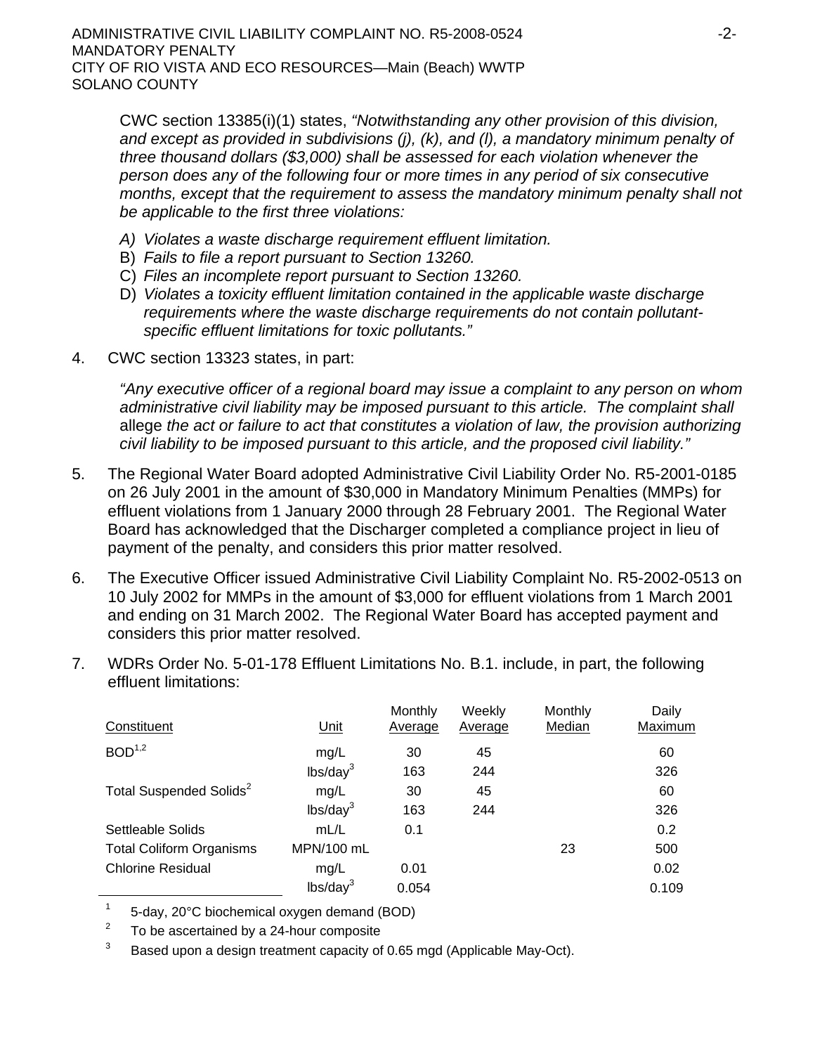CWC section 13385(i)(1) states, *"Notwithstanding any other provision of this division, and except as provided in subdivisions (j), (k), and (l), a mandatory minimum penalty of three thousand dollars ($3,000) shall be assessed for each violation whenever the person does any of the following four or more times in any period of six consecutive months, except that the requirement to assess the mandatory minimum penalty shall not be applicable to the first three violations:*

- A) *Violates a waste discharge requirement effluent limitation.*
- B) *Fails to file a report pursuant to Section 13260.*
- C) *Files an incomplete report pursuant to Section 13260.*
- D) *Violates a toxicity effluent limitation contained in the applicable waste discharge requirements where the waste discharge requirements do not contain pollutant-specific effluent limitations for toxic pollutants."*

4. CWC section 13323 states, in part:

   *"Any executive officer of a regional board may issue a complaint to any person on whom administrative civil liability may be imposed pursuant to this article. The complaint shall* allege *the act or failure to act that constitutes a violation of law, the provision authorizing civil liability to be imposed pursuant to this article, and the proposed civil liability."*

5. The Regional Water Board adopted Administrative Civil Liability Order No. R5-2001-0185 on 26 July 2001 in the amount of $30,000 in Mandatory Minimum Penalties (MMPs) for effluent violations from 1 January 2000 through 28 February 2001. The Regional Water Board has acknowledged that the Discharger completed a compliance project in lieu of payment of the penalty, and considers this prior matter resolved.

6. The Executive Officer issued Administrative Civil Liability Complaint No. R5-2002-0513 on 10 July 2002 for MMPs in the amount of $3,000 for effluent violations from 1 March 2001 and ending on 31 March 2002. The Regional Water Board has accepted payment and considers this prior matter resolved.

7. WDRs Order No. 5-01-178 Effluent Limitations No. B.1. include, in part, the following effluent limitations:

| Constituent | Unit | Monthly Average | Weekly Average | Monthly Median | Daily Maximum |
|---|---|---|---|---|---|
| BOD[1,2] | mg/L | 30 | 45 | | 60 |
| | lbs/day[3] | 163 | 244 | | 326 |
| Total Suspended Solids[2] | mg/L | 30 | 45 | | 60 |
| | lbs/day[3] | 163 | 244 | | 326 |
| Settleable Solids | mL/L | 0.1 | | | 0.2 |
| Total Coliform Organisms | MPN/100 mL | | | 23 | 500 |
| Chlorine Residual | mg/L | 0.01 | | | 0.02 |
| | lbs/day[3] | 0.054 | | | 0.109 |

[1] 5-day, 20°C biochemical oxygen demand (BOD)

[2] To be ascertained by a 24-hour composite

[3] Based upon a design treatment capacity of 0.65 mgd (Applicable May-Oct).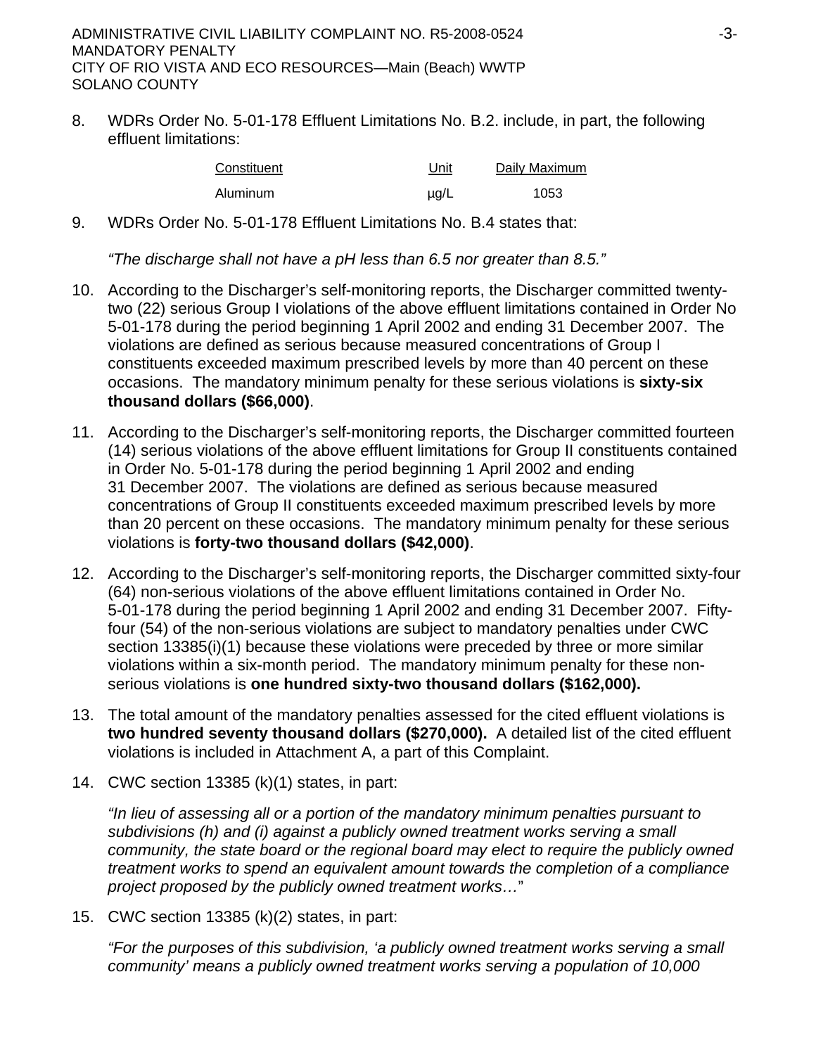8. WDRs Order No. 5-01-178 Effluent Limitations No. B.2. include, in part, the following effluent limitations:

| Constituent | Unit | Daily Maximum |
|---|---|---|
| Aluminum | µg/L | 1053 |

9. WDRs Order No. 5-01-178 Effluent Limitations No. B.4 states that:

   *"The discharge shall not have a pH less than 6.5 nor greater than 8.5."*

10. According to the Discharger's self-monitoring reports, the Discharger committed twenty-two (22) serious Group I violations of the above effluent limitations contained in Order No 5-01-178 during the period beginning 1 April 2002 and ending 31 December 2007. The violations are defined as serious because measured concentrations of Group I constituents exceeded maximum prescribed levels by more than 40 percent on these occasions. The mandatory minimum penalty for these serious violations is **sixty-six thousand dollars ($66,000)**.

11. According to the Discharger's self-monitoring reports, the Discharger committed fourteen (14) serious violations of the above effluent limitations for Group II constituents contained in Order No. 5-01-178 during the period beginning 1 April 2002 and ending 31 December 2007. The violations are defined as serious because measured concentrations of Group II constituents exceeded maximum prescribed levels by more than 20 percent on these occasions. The mandatory minimum penalty for these serious violations is **forty-two thousand dollars ($42,000)**.

12. According to the Discharger's self-monitoring reports, the Discharger committed sixty-four (64) non-serious violations of the above effluent limitations contained in Order No. 5-01-178 during the period beginning 1 April 2002 and ending 31 December 2007. Fifty-four (54) of the non-serious violations are subject to mandatory penalties under CWC section 13385(i)(1) because these violations were preceded by three or more similar violations within a six-month period. The mandatory minimum penalty for these non-serious violations is **one hundred sixty-two thousand dollars ($162,000).**

13. The total amount of the mandatory penalties assessed for the cited effluent violations is **two hundred seventy thousand dollars ($270,000).** A detailed list of the cited effluent violations is included in Attachment A, a part of this Complaint.

14. CWC section 13385 (k)(1) states, in part:

    *"In lieu of assessing all or a portion of the mandatory minimum penalties pursuant to subdivisions (h) and (i) against a publicly owned treatment works serving a small community, the state board or the regional board may elect to require the publicly owned treatment works to spend an equivalent amount towards the completion of a compliance project proposed by the publicly owned treatment works…*"

15. CWC section 13385 (k)(2) states, in part:

    *"For the purposes of this subdivision, 'a publicly owned treatment works serving a small community' means a publicly owned treatment works serving a population of 10,000*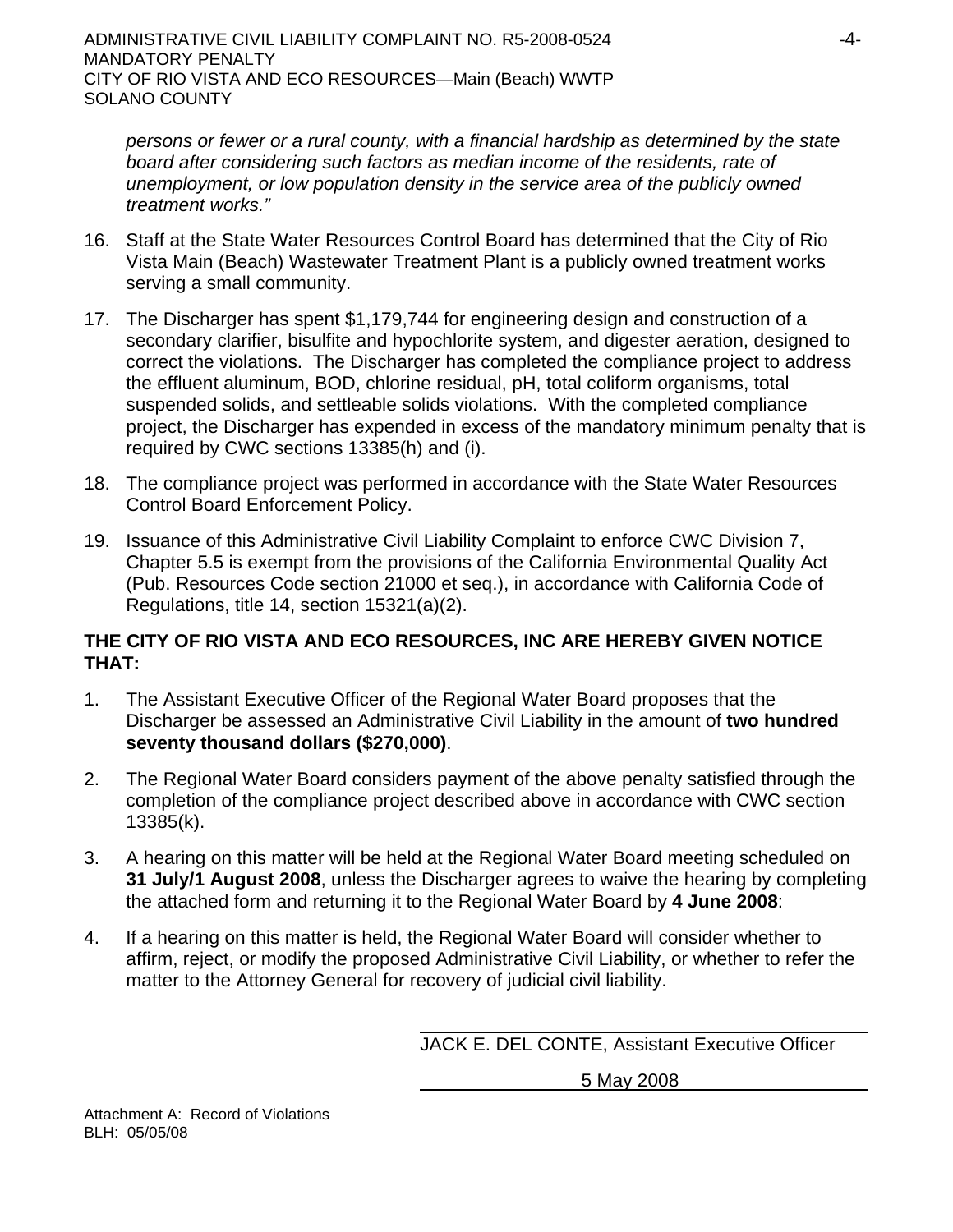*persons or fewer or a rural county, with a financial hardship as determined by the state board after considering such factors as median income of the residents, rate of unemployment, or low population density in the service area of the publicly owned treatment works."*

16. Staff at the State Water Resources Control Board has determined that the City of Rio Vista Main (Beach) Wastewater Treatment Plant is a publicly owned treatment works serving a small community.

17. The Discharger has spent $1,179,744 for engineering design and construction of a secondary clarifier, bisulfite and hypochlorite system, and digester aeration, designed to correct the violations. The Discharger has completed the compliance project to address the effluent aluminum, BOD, chlorine residual, pH, total coliform organisms, total suspended solids, and settleable solids violations. With the completed compliance project, the Discharger has expended in excess of the mandatory minimum penalty that is required by CWC sections 13385(h) and (i).

18. The compliance project was performed in accordance with the State Water Resources Control Board Enforcement Policy.

19. Issuance of this Administrative Civil Liability Complaint to enforce CWC Division 7, Chapter 5.5 is exempt from the provisions of the California Environmental Quality Act (Pub. Resources Code section 21000 et seq.), in accordance with California Code of Regulations, title 14, section 15321(a)(2).

**THE CITY OF RIO VISTA AND ECO RESOURCES, INC ARE HEREBY GIVEN NOTICE THAT:**

1. The Assistant Executive Officer of the Regional Water Board proposes that the Discharger be assessed an Administrative Civil Liability in the amount of **two hundred seventy thousand dollars ($270,000)**.

2. The Regional Water Board considers payment of the above penalty satisfied through the completion of the compliance project described above in accordance with CWC section 13385(k).

3. A hearing on this matter will be held at the Regional Water Board meeting scheduled on **31 July/1 August 2008**, unless the Discharger agrees to waive the hearing by completing the attached form and returning it to the Regional Water Board by **4 June 2008**:

4. If a hearing on this matter is held, the Regional Water Board will consider whether to affirm, reject, or modify the proposed Administrative Civil Liability, or whether to refer the matter to the Attorney General for recovery of judicial civil liability.

JACK E. DEL CONTE, Assistant Executive Officer

5 May 2008

Attachment A: Record of Violations
BLH: 05/05/08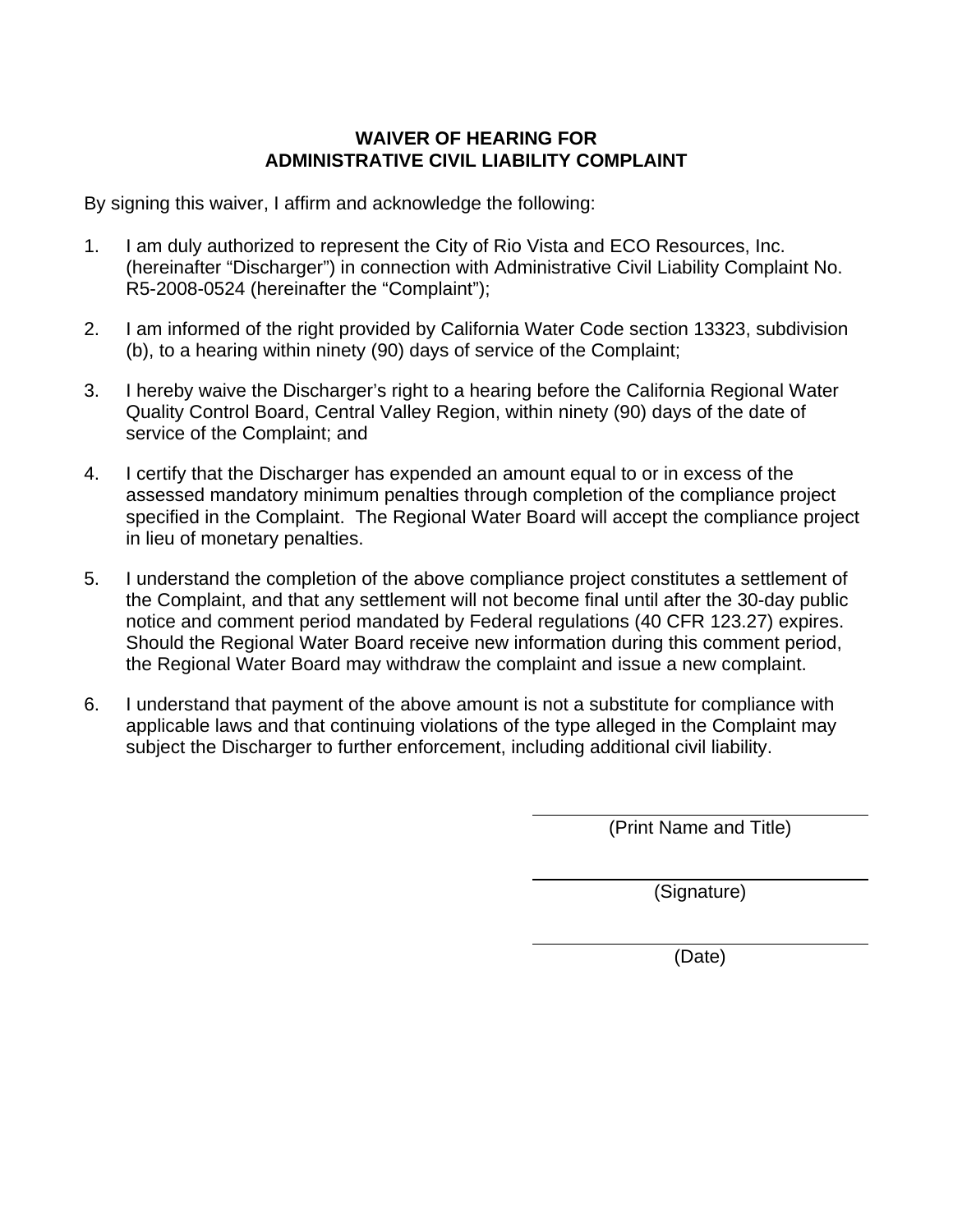# WAIVER OF HEARING FOR ADMINISTRATIVE CIVIL LIABILITY COMPLAINT

By signing this waiver, I affirm and acknowledge the following:

1. I am duly authorized to represent the City of Rio Vista and ECO Resources, Inc. (hereinafter "Discharger") in connection with Administrative Civil Liability Complaint No. R5-2008-0524 (hereinafter the "Complaint");

2. I am informed of the right provided by California Water Code section 13323, subdivision (b), to a hearing within ninety (90) days of service of the Complaint;

3. I hereby waive the Discharger's right to a hearing before the California Regional Water Quality Control Board, Central Valley Region, within ninety (90) days of the date of service of the Complaint; and

4. I certify that the Discharger has expended an amount equal to or in excess of the assessed mandatory minimum penalties through completion of the compliance project specified in the Complaint. The Regional Water Board will accept the compliance project in lieu of monetary penalties.

5. I understand the completion of the above compliance project constitutes a settlement of the Complaint, and that any settlement will not become final until after the 30-day public notice and comment period mandated by Federal regulations (40 CFR 123.27) expires. Should the Regional Water Board receive new information during this comment period, the Regional Water Board may withdraw the complaint and issue a new complaint.

6. I understand that payment of the above amount is not a substitute for compliance with applicable laws and that continuing violations of the type alleged in the Complaint may subject the Discharger to further enforcement, including additional civil liability.

\_\_\_\_\_\_\_\_\_\_\_\_\_\_\_\_\_\_\_\_\_\_\_\_\_\_\_\_\_\_
(Print Name and Title)

\_\_\_\_\_\_\_\_\_\_\_\_\_\_\_\_\_\_\_\_\_\_\_\_\_\_\_\_\_\_
(Signature)

\_\_\_\_\_\_\_\_\_\_\_\_\_\_\_\_\_\_\_\_\_\_\_\_\_\_\_\_\_\_
(Date)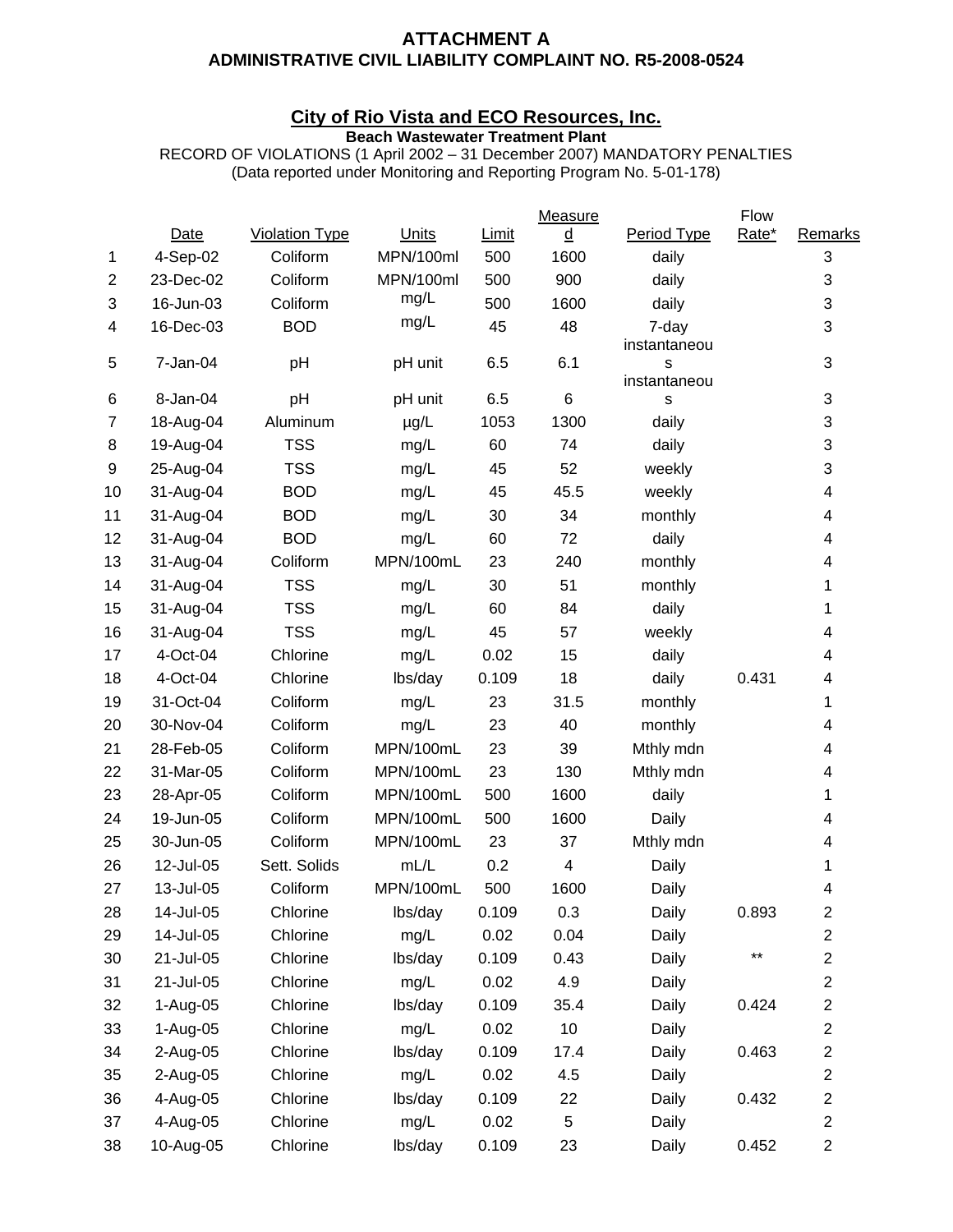**ATTACHMENT A**
**ADMINISTRATIVE CIVIL LIABILITY COMPLAINT NO. R5-2008-0524**

**City of Rio Vista and ECO Resources, Inc.**
**Beach Wastewater Treatment Plant**
RECORD OF VIOLATIONS (1 April 2002 – 31 December 2007) MANDATORY PENALTIES
(Data reported under Monitoring and Reporting Program No. 5-01-178)

| | Date | Violation Type | Units | Limit | Measured | Period Type | Flow Rate* | Remarks |
|---|---|---|---|---|---|---|---|---|
| 1 | 4-Sep-02 | Coliform | MPN/100ml | 500 | 1600 | daily | | 3 |
| 2 | 23-Dec-02 | Coliform | MPN/100ml | 500 | 900 | daily | | 3 |
| 3 | 16-Jun-03 | Coliform | mg/L | 500 | 1600 | daily | | 3 |
| 4 | 16-Dec-03 | BOD | mg/L | 45 | 48 | 7-day | | 3 |
| 5 | 7-Jan-04 | pH | pH unit | 6.5 | 6.1 | instantaneous | | 3 |
| 6 | 8-Jan-04 | pH | pH unit | 6.5 | 6 | instantaneous | | 3 |
| 7 | 18-Aug-04 | Aluminum | µg/L | 1053 | 1300 | daily | | 3 |
| 8 | 19-Aug-04 | TSS | mg/L | 60 | 74 | daily | | 3 |
| 9 | 25-Aug-04 | TSS | mg/L | 45 | 52 | weekly | | 3 |
| 10 | 31-Aug-04 | BOD | mg/L | 45 | 45.5 | weekly | | 4 |
| 11 | 31-Aug-04 | BOD | mg/L | 30 | 34 | monthly | | 4 |
| 12 | 31-Aug-04 | BOD | mg/L | 60 | 72 | daily | | 4 |
| 13 | 31-Aug-04 | Coliform | MPN/100mL | 23 | 240 | monthly | | 4 |
| 14 | 31-Aug-04 | TSS | mg/L | 30 | 51 | monthly | | 1 |
| 15 | 31-Aug-04 | TSS | mg/L | 60 | 84 | daily | | 1 |
| 16 | 31-Aug-04 | TSS | mg/L | 45 | 57 | weekly | | 4 |
| 17 | 4-Oct-04 | Chlorine | mg/L | 0.02 | 15 | daily | | 4 |
| 18 | 4-Oct-04 | Chlorine | lbs/day | 0.109 | 18 | daily | 0.431 | 4 |
| 19 | 31-Oct-04 | Coliform | mg/L | 23 | 31.5 | monthly | | 1 |
| 20 | 30-Nov-04 | Coliform | mg/L | 23 | 40 | monthly | | 4 |
| 21 | 28-Feb-05 | Coliform | MPN/100mL | 23 | 39 | Mthly mdn | | 4 |
| 22 | 31-Mar-05 | Coliform | MPN/100mL | 23 | 130 | Mthly mdn | | 4 |
| 23 | 28-Apr-05 | Coliform | MPN/100mL | 500 | 1600 | daily | | 1 |
| 24 | 19-Jun-05 | Coliform | MPN/100mL | 500 | 1600 | Daily | | 4 |
| 25 | 30-Jun-05 | Coliform | MPN/100mL | 23 | 37 | Mthly mdn | | 4 |
| 26 | 12-Jul-05 | Sett. Solids | mL/L | 0.2 | 4 | Daily | | 1 |
| 27 | 13-Jul-05 | Coliform | MPN/100mL | 500 | 1600 | Daily | | 4 |
| 28 | 14-Jul-05 | Chlorine | lbs/day | 0.109 | 0.3 | Daily | 0.893 | 2 |
| 29 | 14-Jul-05 | Chlorine | mg/L | 0.02 | 0.04 | Daily | | 2 |
| 30 | 21-Jul-05 | Chlorine | lbs/day | 0.109 | 0.43 | Daily | ** | 2 |
| 31 | 21-Jul-05 | Chlorine | mg/L | 0.02 | 4.9 | Daily | | 2 |
| 32 | 1-Aug-05 | Chlorine | lbs/day | 0.109 | 35.4 | Daily | 0.424 | 2 |
| 33 | 1-Aug-05 | Chlorine | mg/L | 0.02 | 10 | Daily | | 2 |
| 34 | 2-Aug-05 | Chlorine | lbs/day | 0.109 | 17.4 | Daily | 0.463 | 2 |
| 35 | 2-Aug-05 | Chlorine | mg/L | 0.02 | 4.5 | Daily | | 2 |
| 36 | 4-Aug-05 | Chlorine | lbs/day | 0.109 | 22 | Daily | 0.432 | 2 |
| 37 | 4-Aug-05 | Chlorine | mg/L | 0.02 | 5 | Daily | | 2 |
| 38 | 10-Aug-05 | Chlorine | lbs/day | 0.109 | 23 | Daily | 0.452 | 2 |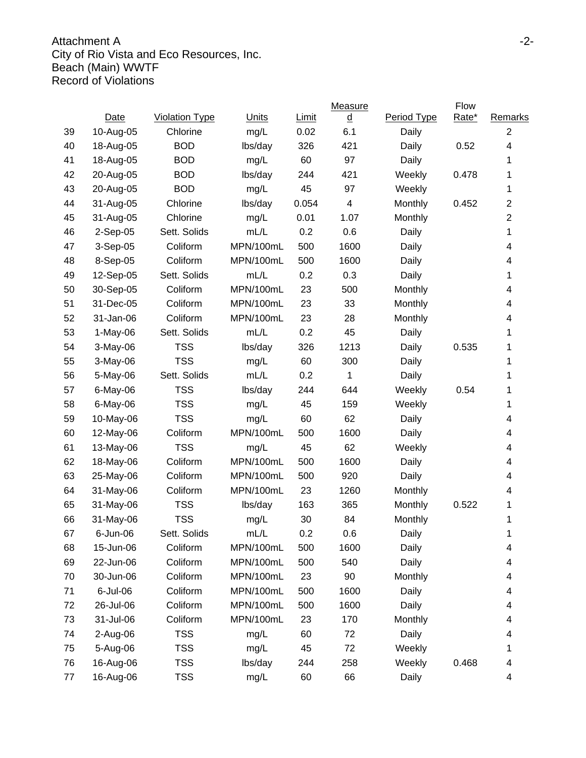Attachment A
City of Rio Vista and Eco Resources, Inc.
Beach (Main) WWTF
Record of Violations

| | Date | Violation Type | Units | Limit | Measured | Period Type | Flow Rate* | Remarks |
|---|---|---|---|---|---|---|---|---|
| 39 | 10-Aug-05 | Chlorine | mg/L | 0.02 | 6.1 | Daily | | 2 |
| 40 | 18-Aug-05 | BOD | lbs/day | 326 | 421 | Daily | 0.52 | 4 |
| 41 | 18-Aug-05 | BOD | mg/L | 60 | 97 | Daily | | 1 |
| 42 | 20-Aug-05 | BOD | lbs/day | 244 | 421 | Weekly | 0.478 | 1 |
| 43 | 20-Aug-05 | BOD | mg/L | 45 | 97 | Weekly | | 1 |
| 44 | 31-Aug-05 | Chlorine | lbs/day | 0.054 | 4 | Monthly | 0.452 | 2 |
| 45 | 31-Aug-05 | Chlorine | mg/L | 0.01 | 1.07 | Monthly | | 2 |
| 46 | 2-Sep-05 | Sett. Solids | mL/L | 0.2 | 0.6 | Daily | | 1 |
| 47 | 3-Sep-05 | Coliform | MPN/100mL | 500 | 1600 | Daily | | 4 |
| 48 | 8-Sep-05 | Coliform | MPN/100mL | 500 | 1600 | Daily | | 4 |
| 49 | 12-Sep-05 | Sett. Solids | mL/L | 0.2 | 0.3 | Daily | | 1 |
| 50 | 30-Sep-05 | Coliform | MPN/100mL | 23 | 500 | Monthly | | 4 |
| 51 | 31-Dec-05 | Coliform | MPN/100mL | 23 | 33 | Monthly | | 4 |
| 52 | 31-Jan-06 | Coliform | MPN/100mL | 23 | 28 | Monthly | | 4 |
| 53 | 1-May-06 | Sett. Solids | mL/L | 0.2 | 45 | Daily | | 1 |
| 54 | 3-May-06 | TSS | lbs/day | 326 | 1213 | Daily | 0.535 | 1 |
| 55 | 3-May-06 | TSS | mg/L | 60 | 300 | Daily | | 1 |
| 56 | 5-May-06 | Sett. Solids | mL/L | 0.2 | 1 | Daily | | 1 |
| 57 | 6-May-06 | TSS | lbs/day | 244 | 644 | Weekly | 0.54 | 1 |
| 58 | 6-May-06 | TSS | mg/L | 45 | 159 | Weekly | | 1 |
| 59 | 10-May-06 | TSS | mg/L | 60 | 62 | Daily | | 4 |
| 60 | 12-May-06 | Coliform | MPN/100mL | 500 | 1600 | Daily | | 4 |
| 61 | 13-May-06 | TSS | mg/L | 45 | 62 | Weekly | | 4 |
| 62 | 18-May-06 | Coliform | MPN/100mL | 500 | 1600 | Daily | | 4 |
| 63 | 25-May-06 | Coliform | MPN/100mL | 500 | 920 | Daily | | 4 |
| 64 | 31-May-06 | Coliform | MPN/100mL | 23 | 1260 | Monthly | | 4 |
| 65 | 31-May-06 | TSS | lbs/day | 163 | 365 | Monthly | 0.522 | 1 |
| 66 | 31-May-06 | TSS | mg/L | 30 | 84 | Monthly | | 1 |
| 67 | 6-Jun-06 | Sett. Solids | mL/L | 0.2 | 0.6 | Daily | | 1 |
| 68 | 15-Jun-06 | Coliform | MPN/100mL | 500 | 1600 | Daily | | 4 |
| 69 | 22-Jun-06 | Coliform | MPN/100mL | 500 | 540 | Daily | | 4 |
| 70 | 30-Jun-06 | Coliform | MPN/100mL | 23 | 90 | Monthly | | 4 |
| 71 | 6-Jul-06 | Coliform | MPN/100mL | 500 | 1600 | Daily | | 4 |
| 72 | 26-Jul-06 | Coliform | MPN/100mL | 500 | 1600 | Daily | | 4 |
| 73 | 31-Jul-06 | Coliform | MPN/100mL | 23 | 170 | Monthly | | 4 |
| 74 | 2-Aug-06 | TSS | mg/L | 60 | 72 | Daily | | 4 |
| 75 | 5-Aug-06 | TSS | mg/L | 45 | 72 | Weekly | | 1 |
| 76 | 16-Aug-06 | TSS | lbs/day | 244 | 258 | Weekly | 0.468 | 4 |
| 77 | 16-Aug-06 | TSS | mg/L | 60 | 66 | Daily | | 4 |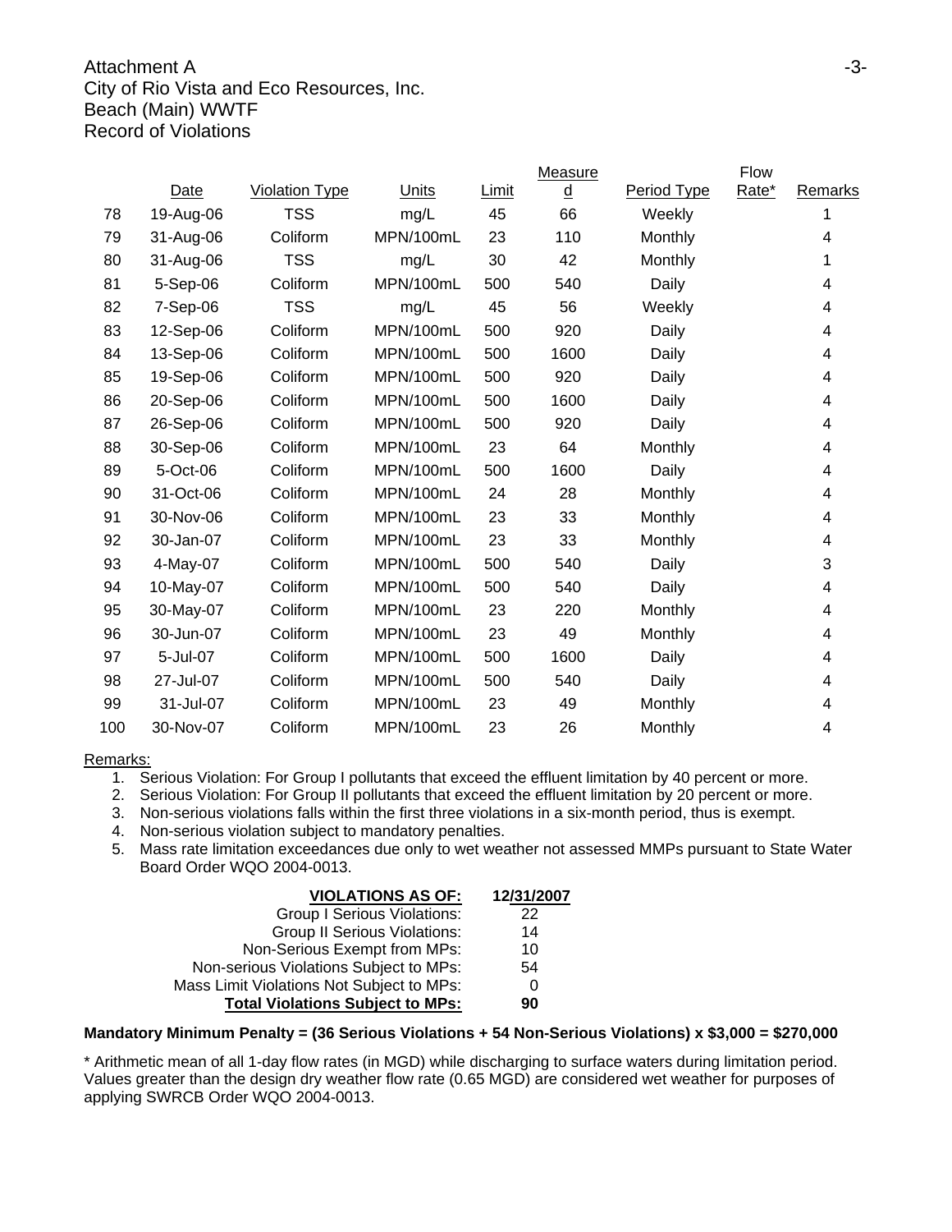Attachment A
City of Rio Vista and Eco Resources, Inc.
Beach (Main) WWTF
Record of Violations

| | Date | Violation Type | Units | Limit | Measured | Period Type | Flow Rate* | Remarks |
|---|---|---|---|---|---|---|---|---|
| 78 | 19-Aug-06 | TSS | mg/L | 45 | 66 | Weekly | | 1 |
| 79 | 31-Aug-06 | Coliform | MPN/100mL | 23 | 110 | Monthly | | 4 |
| 80 | 31-Aug-06 | TSS | mg/L | 30 | 42 | Monthly | | 1 |
| 81 | 5-Sep-06 | Coliform | MPN/100mL | 500 | 540 | Daily | | 4 |
| 82 | 7-Sep-06 | TSS | mg/L | 45 | 56 | Weekly | | 4 |
| 83 | 12-Sep-06 | Coliform | MPN/100mL | 500 | 920 | Daily | | 4 |
| 84 | 13-Sep-06 | Coliform | MPN/100mL | 500 | 1600 | Daily | | 4 |
| 85 | 19-Sep-06 | Coliform | MPN/100mL | 500 | 920 | Daily | | 4 |
| 86 | 20-Sep-06 | Coliform | MPN/100mL | 500 | 1600 | Daily | | 4 |
| 87 | 26-Sep-06 | Coliform | MPN/100mL | 500 | 920 | Daily | | 4 |
| 88 | 30-Sep-06 | Coliform | MPN/100mL | 23 | 64 | Monthly | | 4 |
| 89 | 5-Oct-06 | Coliform | MPN/100mL | 500 | 1600 | Daily | | 4 |
| 90 | 31-Oct-06 | Coliform | MPN/100mL | 24 | 28 | Monthly | | 4 |
| 91 | 30-Nov-06 | Coliform | MPN/100mL | 23 | 33 | Monthly | | 4 |
| 92 | 30-Jan-07 | Coliform | MPN/100mL | 23 | 33 | Monthly | | 4 |
| 93 | 4-May-07 | Coliform | MPN/100mL | 500 | 540 | Daily | | 3 |
| 94 | 10-May-07 | Coliform | MPN/100mL | 500 | 540 | Daily | | 4 |
| 95 | 30-May-07 | Coliform | MPN/100mL | 23 | 220 | Monthly | | 4 |
| 96 | 30-Jun-07 | Coliform | MPN/100mL | 23 | 49 | Monthly | | 4 |
| 97 | 5-Jul-07 | Coliform | MPN/100mL | 500 | 1600 | Daily | | 4 |
| 98 | 27-Jul-07 | Coliform | MPN/100mL | 500 | 540 | Daily | | 4 |
| 99 | 31-Jul-07 | Coliform | MPN/100mL | 23 | 49 | Monthly | | 4 |
| 100 | 30-Nov-07 | Coliform | MPN/100mL | 23 | 26 | Monthly | | 4 |

Remarks:

1. Serious Violation: For Group I pollutants that exceed the effluent limitation by 40 percent or more.
2. Serious Violation: For Group II pollutants that exceed the effluent limitation by 20 percent or more.
3. Non-serious violations falls within the first three violations in a six-month period, thus is exempt.
4. Non-serious violation subject to mandatory penalties.
5. Mass rate limitation exceedances due only to wet weather not assessed MMPs pursuant to State Water Board Order WQO 2004-0013.

| **VIOLATIONS AS OF:** | **12/31/2007** |
|---|---|
| Group I Serious Violations: | 22 |
| Group II Serious Violations: | 14 |
| Non-Serious Exempt from MPs: | 10 |
| Non-serious Violations Subject to MPs: | 54 |
| Mass Limit Violations Not Subject to MPs: | 0 |
| **Total Violations Subject to MPs:** | **90** |

**Mandatory Minimum Penalty = (36 Serious Violations + 54 Non-Serious Violations) x $3,000 = $270,000**

* Arithmetic mean of all 1-day flow rates (in MGD) while discharging to surface waters during limitation period. Values greater than the design dry weather flow rate (0.65 MGD) are considered wet weather for purposes of applying SWRCB Order WQO 2004-0013.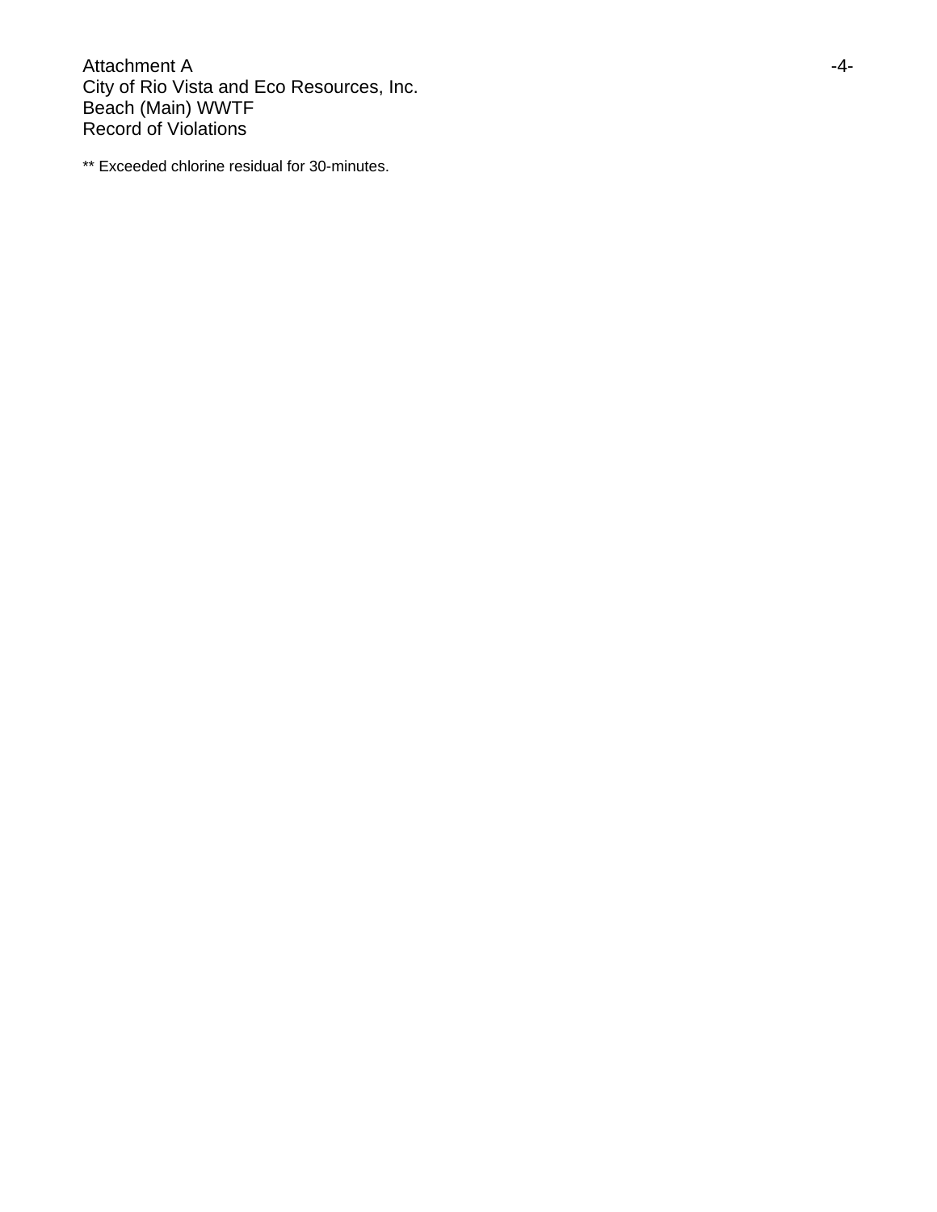** Exceeded chlorine residual for 30-minutes.